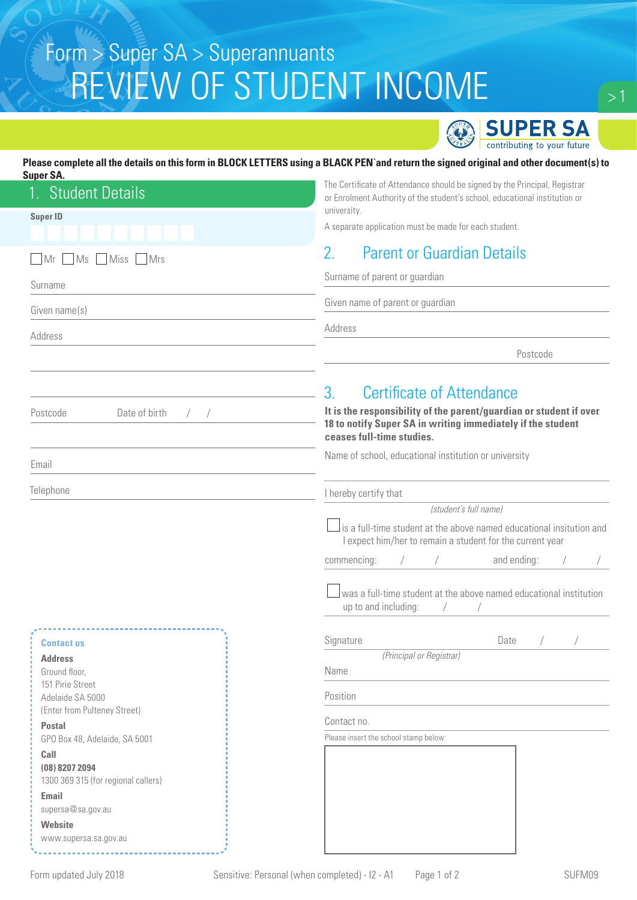Form > Super SA > Superannuants

# REVIEW OF STUDENT INCOME

SUPER SA
contributing to your future

**Please complete all the details on this form in BLOCK LETTERS using a BLACK PEN`and return the signed original and other document(s) to Super SA.**

## 1. Student Details

**Super ID**

☐ Mr ☐ Ms ☐ Miss ☐ Mrs

Surname

Given name(s)

Address

Postcode Date of birth / /

Email

Telephone

The Certificate of Attendance should be signed by the Principal, Registrar or Enrolment Authority of the student's school, educational institution or university.

A separate application must be made for each student.

## 2. Parent or Guardian Details

Surname of parent or guardian

Given name of parent or guardian

Address

Postcode

## 3. Certificate of Attendance

**It is the responsibility of the parent/guardian or student if over 18 to notify Super SA in writing immediately if the student ceases full-time studies.**

Name of school, educational institution or university

I hereby certify that

*(student's full name)*

☐ is a full-time student at the above named educational insitution and I expect him/her to remain a student for the current year

commencing: / / and ending: / /

☐ was a full-time student at the above named educational institution up to and including: / /

Signature Date / /

*(Principal or Registrar)*

Name

Position

Contact no.

Please insert the school stamp below:

**Contact us**

**Address**
Ground floor,
151 Pirie Street
Adelaide SA 5000
(Enter from Pulteney Street)

**Postal**
GPO Box 48, Adelaide, SA 5001

**Call**
**(08) 8207 2094**
1300 369 315 (for regional callers)

**Email**
supersa@sa.gov.au

**Website**
www.supersa.sa.gov.au

Form updated July 2018 Sensitive: Personal (when completed) - I2 - A1 SUFM09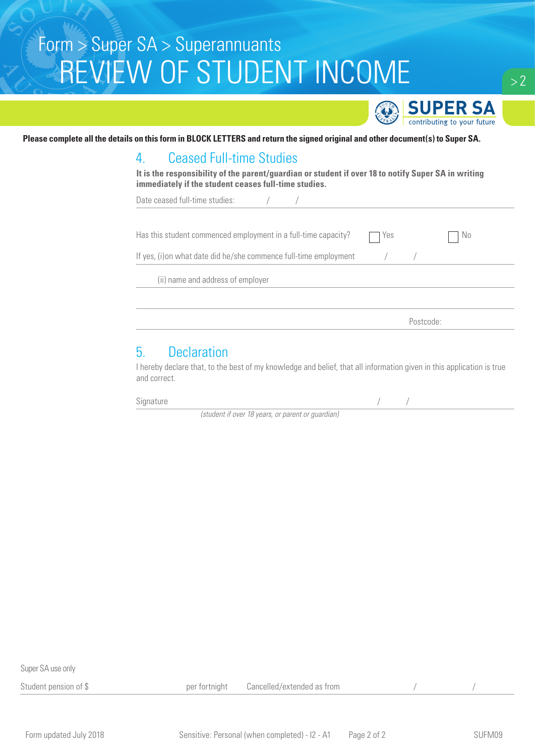Form > Super SA > Superannuants

# REVIEW OF STUDENT INCOME

SUPER SA
contributing to your future

**Please complete all the details on this form in BLOCK LETTERS and return the signed original and other document(s) to Super SA.**

## 4. Ceased Full-time Studies

**It is the responsibility of the parent/guardian or student if over 18 to notify Super SA in writing immediately if the student ceases full-time studies.**

Date ceased full-time studies: / /

Has this student commenced employment in a full-time capacity? ☐ Yes ☐ No

If yes, (i)on what date did he/she commence full-time employment / /

(ii) name and address of employer

Postcode:

## 5. Declaration

I hereby declare that, to the best of my knowledge and belief, that all information given in this application is true and correct.

Signature / /

*(student if over 18 years, or parent or guardian)*

Super SA use only

Student pension of $ per fortnight Cancelled/extended as from / /

Form updated July 2018 Sensitive: Personal (when completed) - I2 - A1 SUFM09